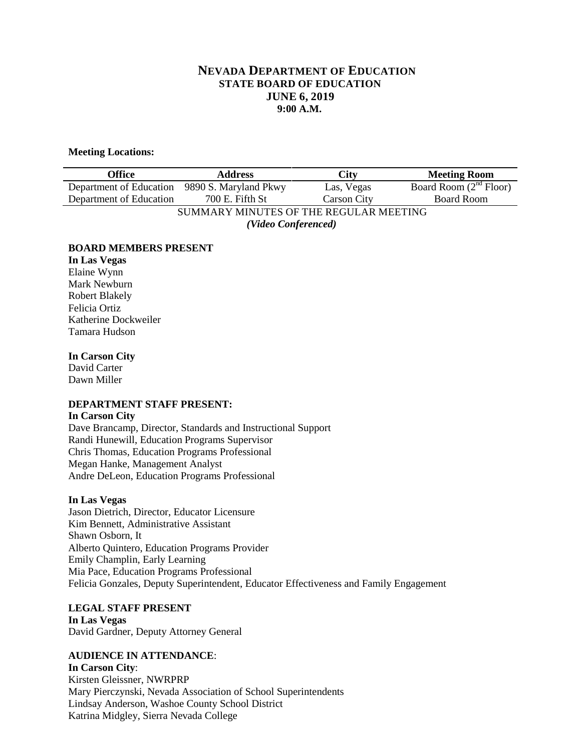# NEVADA DEPARTMENT OF EDUCATION
## STATE BOARD OF EDUCATION
## JUNE 6, 2019
## 9:00 A.M.

**Meeting Locations:**

| Office | Address | City | Meeting Room |
|---|---|---|---|
| Department of Education | 9890 S. Maryland Pkwy | Las, Vegas | Board Room (2nd Floor) |
| Department of Education | 700 E. Fifth St | Carson City | Board Room |

SUMMARY MINUTES OF THE REGULAR MEETING
*(Video Conferenced)*

**BOARD MEMBERS PRESENT**
**In Las Vegas**
Elaine Wynn
Mark Newburn
Robert Blakely
Felicia Ortiz
Katherine Dockweiler
Tamara Hudson

**In Carson City**
David Carter
Dawn Miller

**DEPARTMENT STAFF PRESENT:**
**In Carson City**
Dave Brancamp, Director, Standards and Instructional Support
Randi Hunewill, Education Programs Supervisor
Chris Thomas, Education Programs Professional
Megan Hanke, Management Analyst
Andre DeLeon, Education Programs Professional

**In Las Vegas**
Jason Dietrich, Director, Educator Licensure
Kim Bennett, Administrative Assistant
Shawn Osborn, It
Alberto Quintero, Education Programs Provider
Emily Champlin, Early Learning
Mia Pace, Education Programs Professional
Felicia Gonzales, Deputy Superintendent, Educator Effectiveness and Family Engagement

**LEGAL STAFF PRESENT**
**In Las Vegas**
David Gardner, Deputy Attorney General

**AUDIENCE IN ATTENDANCE**:
**In Carson City**:
Kirsten Gleissner, NWRPRP
Mary Pierczynski, Nevada Association of School Superintendents
Lindsay Anderson, Washoe County School District
Katrina Midgley, Sierra Nevada College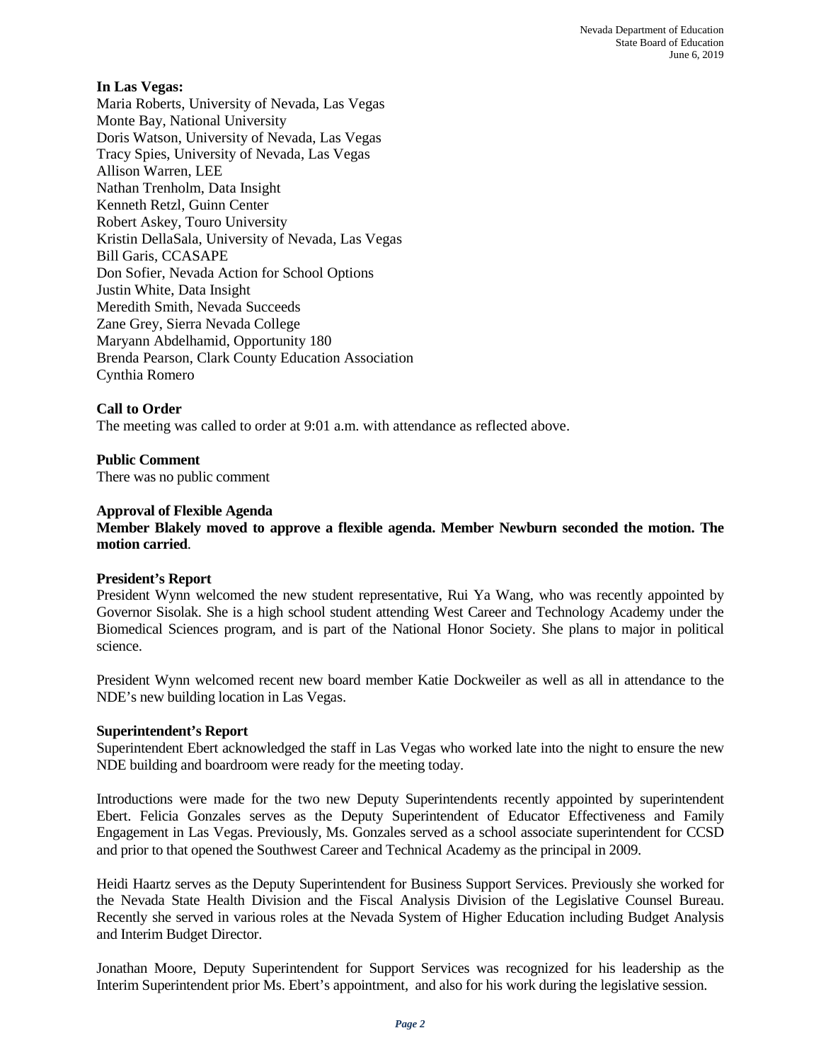**In Las Vegas:**
Maria Roberts, University of Nevada, Las Vegas
Monte Bay, National University
Doris Watson, University of Nevada, Las Vegas
Tracy Spies, University of Nevada, Las Vegas
Allison Warren, LEE
Nathan Trenholm, Data Insight
Kenneth Retzl, Guinn Center
Robert Askey, Touro University
Kristin DellaSala, University of Nevada, Las Vegas
Bill Garis, CCASAPE
Don Sofier, Nevada Action for School Options
Justin White, Data Insight
Meredith Smith, Nevada Succeeds
Zane Grey, Sierra Nevada College
Maryann Abdelhamid, Opportunity 180
Brenda Pearson, Clark County Education Association
Cynthia Romero

**Call to Order**
The meeting was called to order at 9:01 a.m. with attendance as reflected above.

**Public Comment**
There was no public comment

**Approval of Flexible Agenda**
**Member Blakely moved to approve a flexible agenda. Member Newburn seconded the motion. The motion carried**.

**President's Report**
President Wynn welcomed the new student representative, Rui Ya Wang, who was recently appointed by Governor Sisolak. She is a high school student attending West Career and Technology Academy under the Biomedical Sciences program, and is part of the National Honor Society. She plans to major in political science.

President Wynn welcomed recent new board member Katie Dockweiler as well as all in attendance to the NDE's new building location in Las Vegas.

**Superintendent's Report**
Superintendent Ebert acknowledged the staff in Las Vegas who worked late into the night to ensure the new NDE building and boardroom were ready for the meeting today.

Introductions were made for the two new Deputy Superintendents recently appointed by superintendent Ebert. Felicia Gonzales serves as the Deputy Superintendent of Educator Effectiveness and Family Engagement in Las Vegas. Previously, Ms. Gonzales served as a school associate superintendent for CCSD and prior to that opened the Southwest Career and Technical Academy as the principal in 2009.

Heidi Haartz serves as the Deputy Superintendent for Business Support Services. Previously she worked for the Nevada State Health Division and the Fiscal Analysis Division of the Legislative Counsel Bureau. Recently she served in various roles at the Nevada System of Higher Education including Budget Analysis and Interim Budget Director.

Jonathan Moore, Deputy Superintendent for Support Services was recognized for his leadership as the Interim Superintendent prior Ms. Ebert's appointment, and also for his work during the legislative session.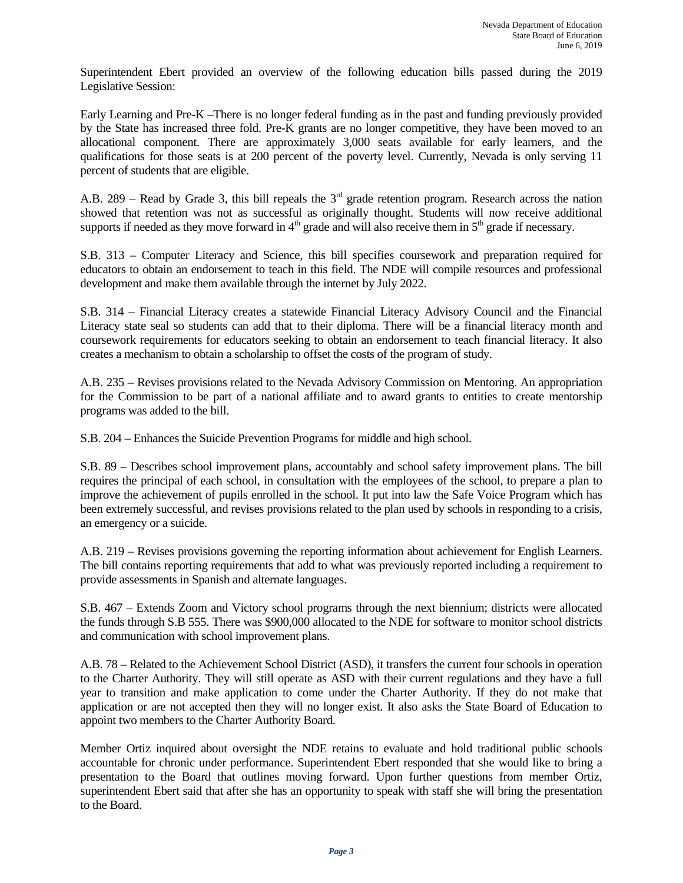Superintendent Ebert provided an overview of the following education bills passed during the 2019 Legislative Session:

Early Learning and Pre-K –There is no longer federal funding as in the past and funding previously provided by the State has increased three fold. Pre-K grants are no longer competitive, they have been moved to an allocational component. There are approximately 3,000 seats available for early learners, and the qualifications for those seats is at 200 percent of the poverty level. Currently, Nevada is only serving 11 percent of students that are eligible.

A.B. 289 – Read by Grade 3, this bill repeals the 3rd grade retention program. Research across the nation showed that retention was not as successful as originally thought. Students will now receive additional supports if needed as they move forward in 4th grade and will also receive them in 5th grade if necessary.

S.B. 313 – Computer Literacy and Science, this bill specifies coursework and preparation required for educators to obtain an endorsement to teach in this field. The NDE will compile resources and professional development and make them available through the internet by July 2022.

S.B. 314 – Financial Literacy creates a statewide Financial Literacy Advisory Council and the Financial Literacy state seal so students can add that to their diploma. There will be a financial literacy month and coursework requirements for educators seeking to obtain an endorsement to teach financial literacy. It also creates a mechanism to obtain a scholarship to offset the costs of the program of study.

A.B. 235 – Revises provisions related to the Nevada Advisory Commission on Mentoring. An appropriation for the Commission to be part of a national affiliate and to award grants to entities to create mentorship programs was added to the bill.

S.B. 204 – Enhances the Suicide Prevention Programs for middle and high school.

S.B. 89 – Describes school improvement plans, accountably and school safety improvement plans. The bill requires the principal of each school, in consultation with the employees of the school, to prepare a plan to improve the achievement of pupils enrolled in the school. It put into law the Safe Voice Program which has been extremely successful, and revises provisions related to the plan used by schools in responding to a crisis, an emergency or a suicide.

A.B. 219 – Revises provisions governing the reporting information about achievement for English Learners. The bill contains reporting requirements that add to what was previously reported including a requirement to provide assessments in Spanish and alternate languages.

S.B. 467 – Extends Zoom and Victory school programs through the next biennium; districts were allocated the funds through S.B 555. There was $900,000 allocated to the NDE for software to monitor school districts and communication with school improvement plans.

A.B. 78 – Related to the Achievement School District (ASD), it transfers the current four schools in operation to the Charter Authority. They will still operate as ASD with their current regulations and they have a full year to transition and make application to come under the Charter Authority. If they do not make that application or are not accepted then they will no longer exist. It also asks the State Board of Education to appoint two members to the Charter Authority Board.

Member Ortiz inquired about oversight the NDE retains to evaluate and hold traditional public schools accountable for chronic under performance. Superintendent Ebert responded that she would like to bring a presentation to the Board that outlines moving forward. Upon further questions from member Ortiz, superintendent Ebert said that after she has an opportunity to speak with staff she will bring the presentation to the Board.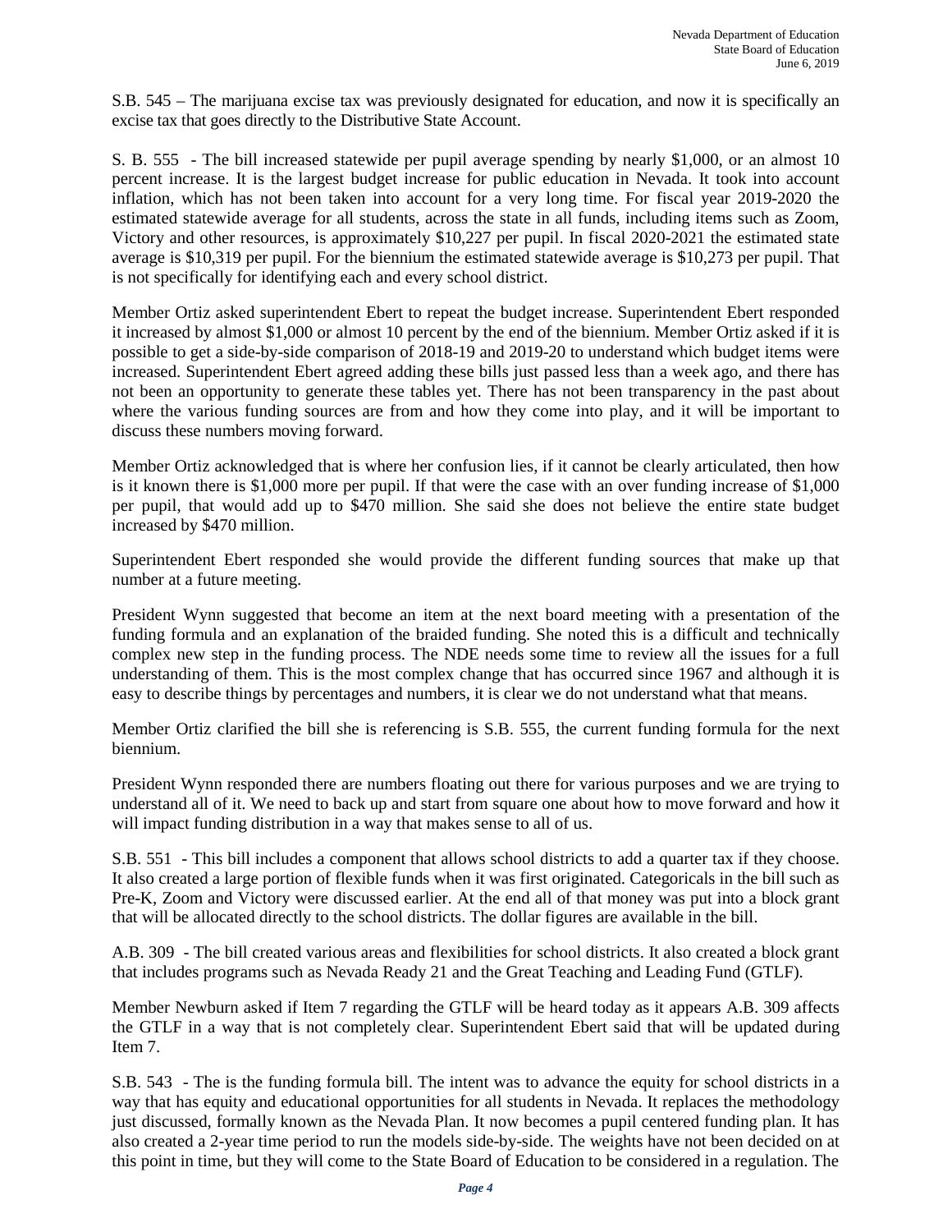S.B. 545 – The marijuana excise tax was previously designated for education, and now it is specifically an excise tax that goes directly to the Distributive State Account.

S. B. 555 - The bill increased statewide per pupil average spending by nearly $1,000, or an almost 10 percent increase. It is the largest budget increase for public education in Nevada. It took into account inflation, which has not been taken into account for a very long time. For fiscal year 2019-2020 the estimated statewide average for all students, across the state in all funds, including items such as Zoom, Victory and other resources, is approximately $10,227 per pupil. In fiscal 2020-2021 the estimated state average is $10,319 per pupil. For the biennium the estimated statewide average is $10,273 per pupil. That is not specifically for identifying each and every school district.

Member Ortiz asked superintendent Ebert to repeat the budget increase. Superintendent Ebert responded it increased by almost $1,000 or almost 10 percent by the end of the biennium. Member Ortiz asked if it is possible to get a side-by-side comparison of 2018-19 and 2019-20 to understand which budget items were increased. Superintendent Ebert agreed adding these bills just passed less than a week ago, and there has not been an opportunity to generate these tables yet. There has not been transparency in the past about where the various funding sources are from and how they come into play, and it will be important to discuss these numbers moving forward.

Member Ortiz acknowledged that is where her confusion lies, if it cannot be clearly articulated, then how is it known there is $1,000 more per pupil. If that were the case with an over funding increase of $1,000 per pupil, that would add up to $470 million. She said she does not believe the entire state budget increased by $470 million.

Superintendent Ebert responded she would provide the different funding sources that make up that number at a future meeting.

President Wynn suggested that become an item at the next board meeting with a presentation of the funding formula and an explanation of the braided funding. She noted this is a difficult and technically complex new step in the funding process. The NDE needs some time to review all the issues for a full understanding of them. This is the most complex change that has occurred since 1967 and although it is easy to describe things by percentages and numbers, it is clear we do not understand what that means.

Member Ortiz clarified the bill she is referencing is S.B. 555, the current funding formula for the next biennium.

President Wynn responded there are numbers floating out there for various purposes and we are trying to understand all of it. We need to back up and start from square one about how to move forward and how it will impact funding distribution in a way that makes sense to all of us.

S.B. 551 - This bill includes a component that allows school districts to add a quarter tax if they choose. It also created a large portion of flexible funds when it was first originated. Categoricals in the bill such as Pre-K, Zoom and Victory were discussed earlier. At the end all of that money was put into a block grant that will be allocated directly to the school districts. The dollar figures are available in the bill.

A.B. 309 - The bill created various areas and flexibilities for school districts. It also created a block grant that includes programs such as Nevada Ready 21 and the Great Teaching and Leading Fund (GTLF).

Member Newburn asked if Item 7 regarding the GTLF will be heard today as it appears A.B. 309 affects the GTLF in a way that is not completely clear. Superintendent Ebert said that will be updated during Item 7.

S.B. 543 - The is the funding formula bill. The intent was to advance the equity for school districts in a way that has equity and educational opportunities for all students in Nevada. It replaces the methodology just discussed, formally known as the Nevada Plan. It now becomes a pupil centered funding plan. It has also created a 2-year time period to run the models side-by-side. The weights have not been decided on at this point in time, but they will come to the State Board of Education to be considered in a regulation. The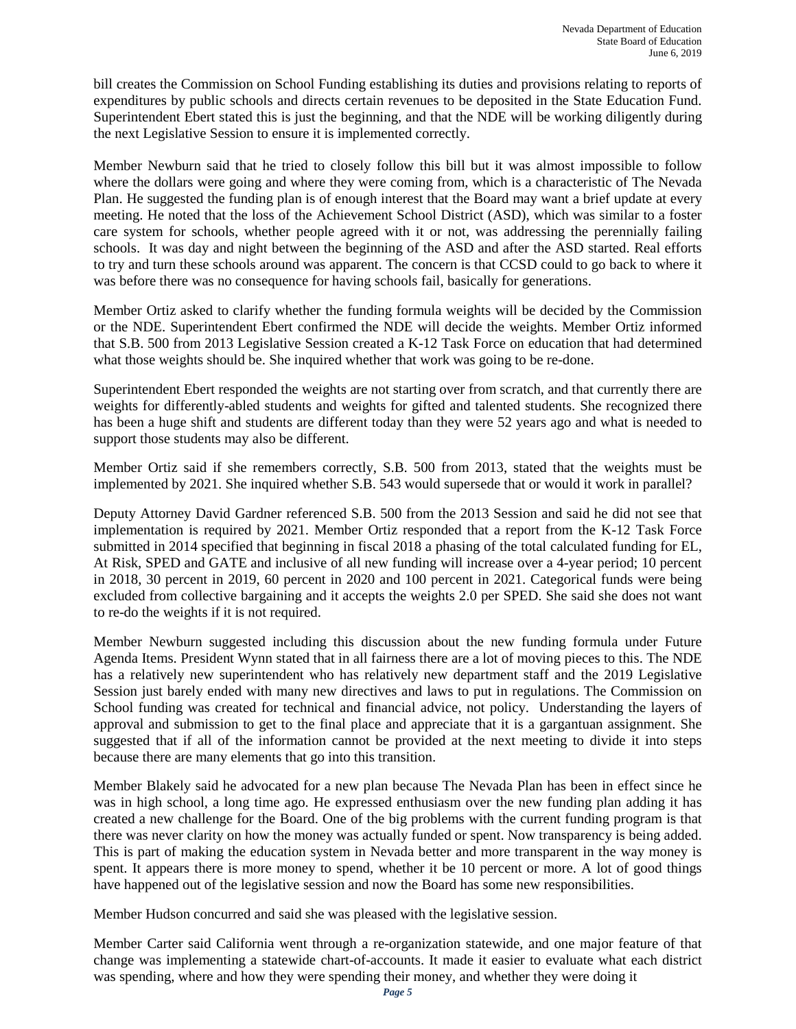bill creates the Commission on School Funding establishing its duties and provisions relating to reports of expenditures by public schools and directs certain revenues to be deposited in the State Education Fund. Superintendent Ebert stated this is just the beginning, and that the NDE will be working diligently during the next Legislative Session to ensure it is implemented correctly.

Member Newburn said that he tried to closely follow this bill but it was almost impossible to follow where the dollars were going and where they were coming from, which is a characteristic of The Nevada Plan. He suggested the funding plan is of enough interest that the Board may want a brief update at every meeting. He noted that the loss of the Achievement School District (ASD), which was similar to a foster care system for schools, whether people agreed with it or not, was addressing the perennially failing schools. It was day and night between the beginning of the ASD and after the ASD started. Real efforts to try and turn these schools around was apparent. The concern is that CCSD could to go back to where it was before there was no consequence for having schools fail, basically for generations.

Member Ortiz asked to clarify whether the funding formula weights will be decided by the Commission or the NDE. Superintendent Ebert confirmed the NDE will decide the weights. Member Ortiz informed that S.B. 500 from 2013 Legislative Session created a K-12 Task Force on education that had determined what those weights should be. She inquired whether that work was going to be re-done.

Superintendent Ebert responded the weights are not starting over from scratch, and that currently there are weights for differently-abled students and weights for gifted and talented students. She recognized there has been a huge shift and students are different today than they were 52 years ago and what is needed to support those students may also be different.

Member Ortiz said if she remembers correctly, S.B. 500 from 2013, stated that the weights must be implemented by 2021. She inquired whether S.B. 543 would supersede that or would it work in parallel?

Deputy Attorney David Gardner referenced S.B. 500 from the 2013 Session and said he did not see that implementation is required by 2021. Member Ortiz responded that a report from the K-12 Task Force submitted in 2014 specified that beginning in fiscal 2018 a phasing of the total calculated funding for EL, At Risk, SPED and GATE and inclusive of all new funding will increase over a 4-year period; 10 percent in 2018, 30 percent in 2019, 60 percent in 2020 and 100 percent in 2021. Categorical funds were being excluded from collective bargaining and it accepts the weights 2.0 per SPED. She said she does not want to re-do the weights if it is not required.

Member Newburn suggested including this discussion about the new funding formula under Future Agenda Items. President Wynn stated that in all fairness there are a lot of moving pieces to this. The NDE has a relatively new superintendent who has relatively new department staff and the 2019 Legislative Session just barely ended with many new directives and laws to put in regulations. The Commission on School funding was created for technical and financial advice, not policy. Understanding the layers of approval and submission to get to the final place and appreciate that it is a gargantuan assignment. She suggested that if all of the information cannot be provided at the next meeting to divide it into steps because there are many elements that go into this transition.

Member Blakely said he advocated for a new plan because The Nevada Plan has been in effect since he was in high school, a long time ago. He expressed enthusiasm over the new funding plan adding it has created a new challenge for the Board. One of the big problems with the current funding program is that there was never clarity on how the money was actually funded or spent. Now transparency is being added. This is part of making the education system in Nevada better and more transparent in the way money is spent. It appears there is more money to spend, whether it be 10 percent or more. A lot of good things have happened out of the legislative session and now the Board has some new responsibilities.

Member Hudson concurred and said she was pleased with the legislative session.

Member Carter said California went through a re-organization statewide, and one major feature of that change was implementing a statewide chart-of-accounts. It made it easier to evaluate what each district was spending, where and how they were spending their money, and whether they were doing it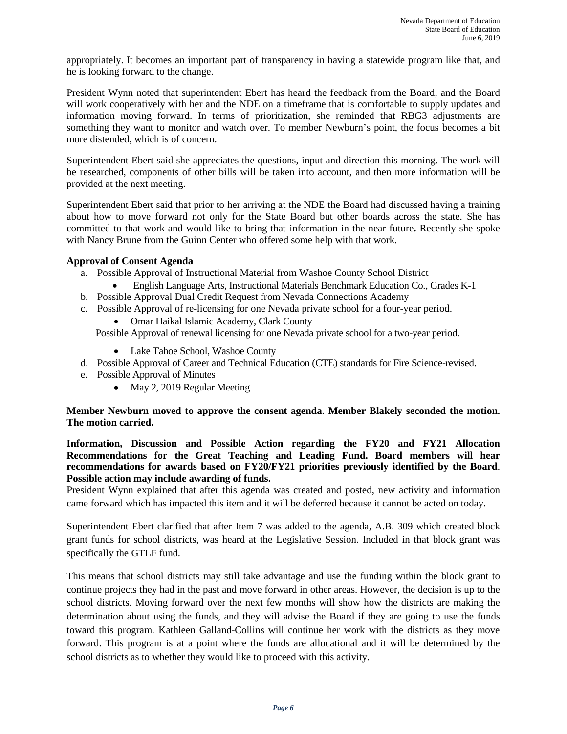appropriately. It becomes an important part of transparency in having a statewide program like that, and he is looking forward to the change.

President Wynn noted that superintendent Ebert has heard the feedback from the Board, and the Board will work cooperatively with her and the NDE on a timeframe that is comfortable to supply updates and information moving forward. In terms of prioritization, she reminded that RBG3 adjustments are something they want to monitor and watch over. To member Newburn's point, the focus becomes a bit more distended, which is of concern.

Superintendent Ebert said she appreciates the questions, input and direction this morning. The work will be researched, components of other bills will be taken into account, and then more information will be provided at the next meeting.

Superintendent Ebert said that prior to her arriving at the NDE the Board had discussed having a training about how to move forward not only for the State Board but other boards across the state. She has committed to that work and would like to bring that information in the near future**.** Recently she spoke with Nancy Brune from the Guinn Center who offered some help with that work.

**Approval of Consent Agenda**

a. Possible Approval of Instructional Material from Washoe County School District
   - English Language Arts, Instructional Materials Benchmark Education Co., Grades K-1
b. Possible Approval Dual Credit Request from Nevada Connections Academy
c. Possible Approval of re-licensing for one Nevada private school for a four-year period.
   - Omar Haikal Islamic Academy, Clark County

   Possible Approval of renewal licensing for one Nevada private school for a two-year period.
   - Lake Tahoe School, Washoe County
d. Possible Approval of Career and Technical Education (CTE) standards for Fire Science-revised.
e. Possible Approval of Minutes
   - May 2, 2019 Regular Meeting

**Member Newburn moved to approve the consent agenda. Member Blakely seconded the motion. The motion carried.**

**Information, Discussion and Possible Action regarding the FY20 and FY21 Allocation Recommendations for the Great Teaching and Leading Fund. Board members will hear recommendations for awards based on FY20/FY21 priorities previously identified by the Board. Possible action may include awarding of funds.**

President Wynn explained that after this agenda was created and posted, new activity and information came forward which has impacted this item and it will be deferred because it cannot be acted on today.

Superintendent Ebert clarified that after Item 7 was added to the agenda, A.B. 309 which created block grant funds for school districts, was heard at the Legislative Session. Included in that block grant was specifically the GTLF fund.

This means that school districts may still take advantage and use the funding within the block grant to continue projects they had in the past and move forward in other areas. However, the decision is up to the school districts. Moving forward over the next few months will show how the districts are making the determination about using the funds, and they will advise the Board if they are going to use the funds toward this program. Kathleen Galland-Collins will continue her work with the districts as they move forward. This program is at a point where the funds are allocational and it will be determined by the school districts as to whether they would like to proceed with this activity.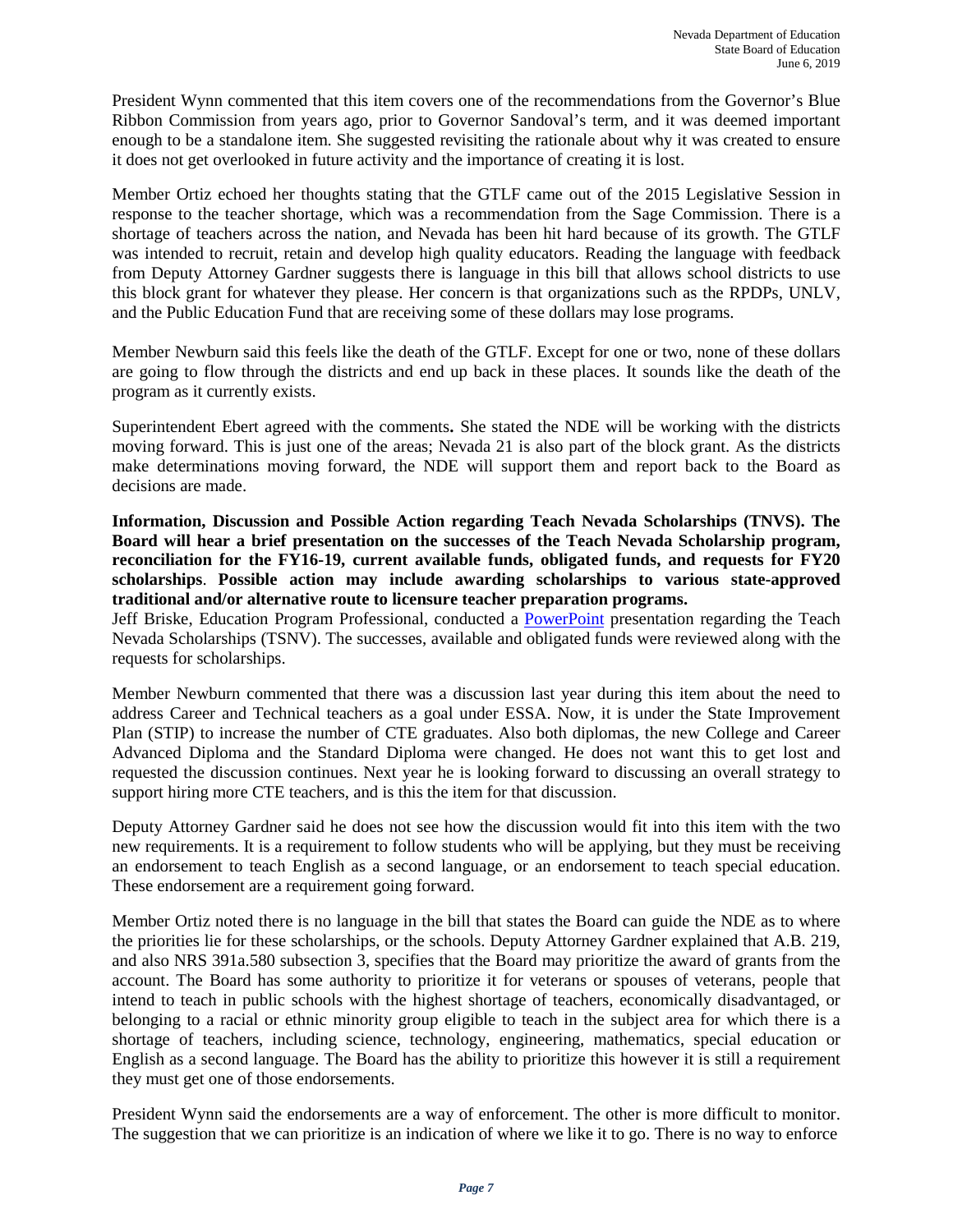President Wynn commented that this item covers one of the recommendations from the Governor's Blue Ribbon Commission from years ago, prior to Governor Sandoval's term, and it was deemed important enough to be a standalone item. She suggested revisiting the rationale about why it was created to ensure it does not get overlooked in future activity and the importance of creating it is lost.

Member Ortiz echoed her thoughts stating that the GTLF came out of the 2015 Legislative Session in response to the teacher shortage, which was a recommendation from the Sage Commission. There is a shortage of teachers across the nation, and Nevada has been hit hard because of its growth. The GTLF was intended to recruit, retain and develop high quality educators. Reading the language with feedback from Deputy Attorney Gardner suggests there is language in this bill that allows school districts to use this block grant for whatever they please. Her concern is that organizations such as the RPDPs, UNLV, and the Public Education Fund that are receiving some of these dollars may lose programs.

Member Newburn said this feels like the death of the GTLF. Except for one or two, none of these dollars are going to flow through the districts and end up back in these places. It sounds like the death of the program as it currently exists.

Superintendent Ebert agreed with the comments**.** She stated the NDE will be working with the districts moving forward. This is just one of the areas; Nevada 21 is also part of the block grant. As the districts make determinations moving forward, the NDE will support them and report back to the Board as decisions are made.

**Information, Discussion and Possible Action regarding Teach Nevada Scholarships (TNVS). The Board will hear a brief presentation on the successes of the Teach Nevada Scholarship program, reconciliation for the FY16-19, current available funds, obligated funds, and requests for FY20 scholarships**. **Possible action may include awarding scholarships to various state-approved traditional and/or alternative route to licensure teacher preparation programs.**

Jeff Briske, Education Program Professional, conducted a PowerPoint presentation regarding the Teach Nevada Scholarships (TSNV). The successes, available and obligated funds were reviewed along with the requests for scholarships.

Member Newburn commented that there was a discussion last year during this item about the need to address Career and Technical teachers as a goal under ESSA. Now, it is under the State Improvement Plan (STIP) to increase the number of CTE graduates. Also both diplomas, the new College and Career Advanced Diploma and the Standard Diploma were changed. He does not want this to get lost and requested the discussion continues. Next year he is looking forward to discussing an overall strategy to support hiring more CTE teachers, and is this the item for that discussion.

Deputy Attorney Gardner said he does not see how the discussion would fit into this item with the two new requirements. It is a requirement to follow students who will be applying, but they must be receiving an endorsement to teach English as a second language, or an endorsement to teach special education. These endorsement are a requirement going forward.

Member Ortiz noted there is no language in the bill that states the Board can guide the NDE as to where the priorities lie for these scholarships, or the schools. Deputy Attorney Gardner explained that A.B. 219, and also NRS 391a.580 subsection 3, specifies that the Board may prioritize the award of grants from the account. The Board has some authority to prioritize it for veterans or spouses of veterans, people that intend to teach in public schools with the highest shortage of teachers, economically disadvantaged, or belonging to a racial or ethnic minority group eligible to teach in the subject area for which there is a shortage of teachers, including science, technology, engineering, mathematics, special education or English as a second language. The Board has the ability to prioritize this however it is still a requirement they must get one of those endorsements.

President Wynn said the endorsements are a way of enforcement. The other is more difficult to monitor. The suggestion that we can prioritize is an indication of where we like it to go. There is no way to enforce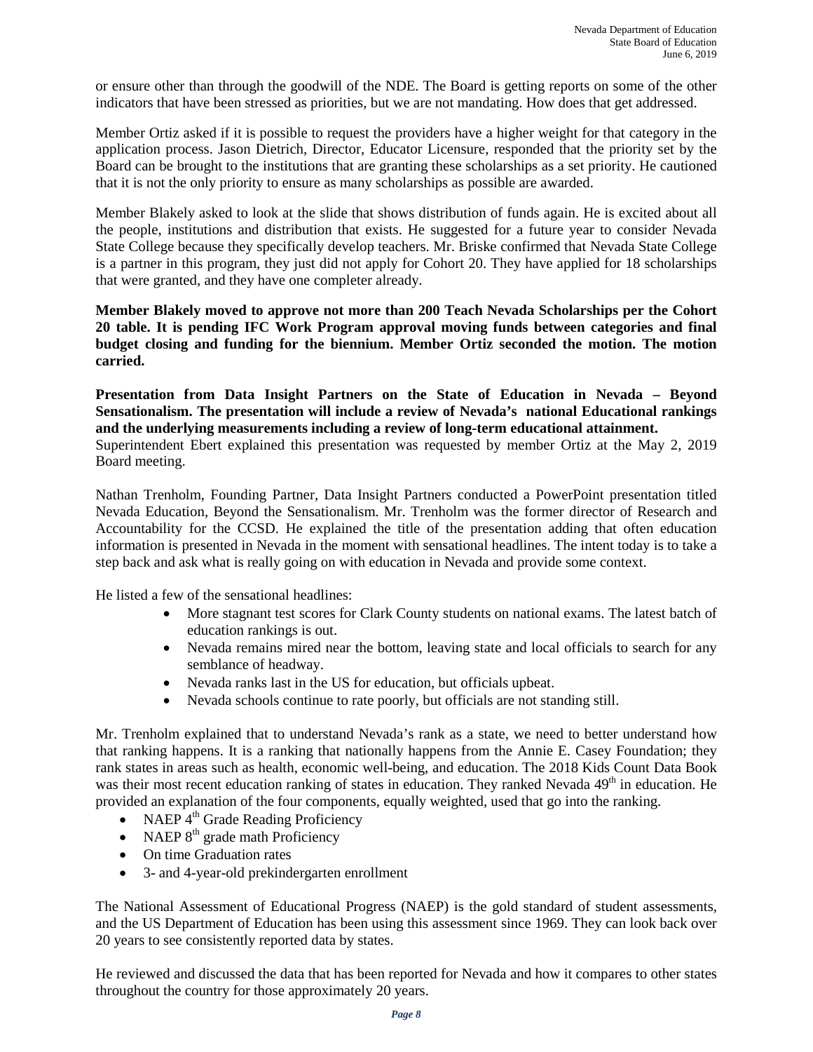or ensure other than through the goodwill of the NDE. The Board is getting reports on some of the other indicators that have been stressed as priorities, but we are not mandating. How does that get addressed.

Member Ortiz asked if it is possible to request the providers have a higher weight for that category in the application process. Jason Dietrich, Director, Educator Licensure, responded that the priority set by the Board can be brought to the institutions that are granting these scholarships as a set priority. He cautioned that it is not the only priority to ensure as many scholarships as possible are awarded.

Member Blakely asked to look at the slide that shows distribution of funds again. He is excited about all the people, institutions and distribution that exists. He suggested for a future year to consider Nevada State College because they specifically develop teachers. Mr. Briske confirmed that Nevada State College is a partner in this program, they just did not apply for Cohort 20. They have applied for 18 scholarships that were granted, and they have one completer already.

**Member Blakely moved to approve not more than 200 Teach Nevada Scholarships per the Cohort 20 table. It is pending IFC Work Program approval moving funds between categories and final budget closing and funding for the biennium. Member Ortiz seconded the motion. The motion carried.**

**Presentation from Data Insight Partners on the State of Education in Nevada – Beyond Sensationalism. The presentation will include a review of Nevada's national Educational rankings and the underlying measurements including a review of long-term educational attainment.**
Superintendent Ebert explained this presentation was requested by member Ortiz at the May 2, 2019 Board meeting.

Nathan Trenholm, Founding Partner, Data Insight Partners conducted a PowerPoint presentation titled Nevada Education, Beyond the Sensationalism. Mr. Trenholm was the former director of Research and Accountability for the CCSD. He explained the title of the presentation adding that often education information is presented in Nevada in the moment with sensational headlines. The intent today is to take a step back and ask what is really going on with education in Nevada and provide some context.

He listed a few of the sensational headlines:

- More stagnant test scores for Clark County students on national exams. The latest batch of education rankings is out.
- Nevada remains mired near the bottom, leaving state and local officials to search for any semblance of headway.
- Nevada ranks last in the US for education, but officials upbeat.
- Nevada schools continue to rate poorly, but officials are not standing still.

Mr. Trenholm explained that to understand Nevada's rank as a state, we need to better understand how that ranking happens. It is a ranking that nationally happens from the Annie E. Casey Foundation; they rank states in areas such as health, economic well-being, and education. The 2018 Kids Count Data Book was their most recent education ranking of states in education. They ranked Nevada 49th in education. He provided an explanation of the four components, equally weighted, used that go into the ranking.

- NAEP 4th Grade Reading Proficiency
- NAEP 8th grade math Proficiency
- On time Graduation rates
- 3- and 4-year-old prekindergarten enrollment

The National Assessment of Educational Progress (NAEP) is the gold standard of student assessments, and the US Department of Education has been using this assessment since 1969. They can look back over 20 years to see consistently reported data by states.

He reviewed and discussed the data that has been reported for Nevada and how it compares to other states throughout the country for those approximately 20 years.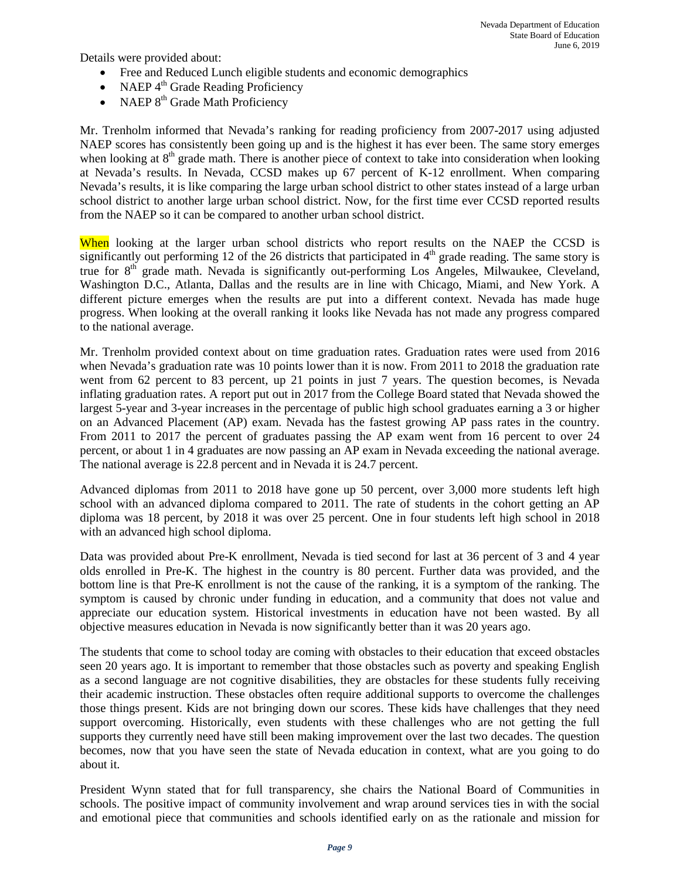Details were provided about:

- Free and Reduced Lunch eligible students and economic demographics
- NAEP 4th Grade Reading Proficiency
- NAEP 8th Grade Math Proficiency

Mr. Trenholm informed that Nevada's ranking for reading proficiency from 2007-2017 using adjusted NAEP scores has consistently been going up and is the highest it has ever been. The same story emerges when looking at 8th grade math. There is another piece of context to take into consideration when looking at Nevada's results. In Nevada, CCSD makes up 67 percent of K-12 enrollment. When comparing Nevada's results, it is like comparing the large urban school district to other states instead of a large urban school district to another large urban school district. Now, for the first time ever CCSD reported results from the NAEP so it can be compared to another urban school district.

When looking at the larger urban school districts who report results on the NAEP the CCSD is significantly out performing 12 of the 26 districts that participated in 4th grade reading. The same story is true for 8th grade math. Nevada is significantly out-performing Los Angeles, Milwaukee, Cleveland, Washington D.C., Atlanta, Dallas and the results are in line with Chicago, Miami, and New York. A different picture emerges when the results are put into a different context. Nevada has made huge progress. When looking at the overall ranking it looks like Nevada has not made any progress compared to the national average.

Mr. Trenholm provided context about on time graduation rates. Graduation rates were used from 2016 when Nevada's graduation rate was 10 points lower than it is now. From 2011 to 2018 the graduation rate went from 62 percent to 83 percent, up 21 points in just 7 years. The question becomes, is Nevada inflating graduation rates. A report put out in 2017 from the College Board stated that Nevada showed the largest 5-year and 3-year increases in the percentage of public high school graduates earning a 3 or higher on an Advanced Placement (AP) exam. Nevada has the fastest growing AP pass rates in the country. From 2011 to 2017 the percent of graduates passing the AP exam went from 16 percent to over 24 percent, or about 1 in 4 graduates are now passing an AP exam in Nevada exceeding the national average. The national average is 22.8 percent and in Nevada it is 24.7 percent.

Advanced diplomas from 2011 to 2018 have gone up 50 percent, over 3,000 more students left high school with an advanced diploma compared to 2011. The rate of students in the cohort getting an AP diploma was 18 percent, by 2018 it was over 25 percent. One in four students left high school in 2018 with an advanced high school diploma.

Data was provided about Pre-K enrollment, Nevada is tied second for last at 36 percent of 3 and 4 year olds enrolled in Pre-K. The highest in the country is 80 percent. Further data was provided, and the bottom line is that Pre-K enrollment is not the cause of the ranking, it is a symptom of the ranking. The symptom is caused by chronic under funding in education, and a community that does not value and appreciate our education system. Historical investments in education have not been wasted. By all objective measures education in Nevada is now significantly better than it was 20 years ago.

The students that come to school today are coming with obstacles to their education that exceed obstacles seen 20 years ago. It is important to remember that those obstacles such as poverty and speaking English as a second language are not cognitive disabilities, they are obstacles for these students fully receiving their academic instruction. These obstacles often require additional supports to overcome the challenges those things present. Kids are not bringing down our scores. These kids have challenges that they need support overcoming. Historically, even students with these challenges who are not getting the full supports they currently need have still been making improvement over the last two decades. The question becomes, now that you have seen the state of Nevada education in context, what are you going to do about it.

President Wynn stated that for full transparency, she chairs the National Board of Communities in schools. The positive impact of community involvement and wrap around services ties in with the social and emotional piece that communities and schools identified early on as the rationale and mission for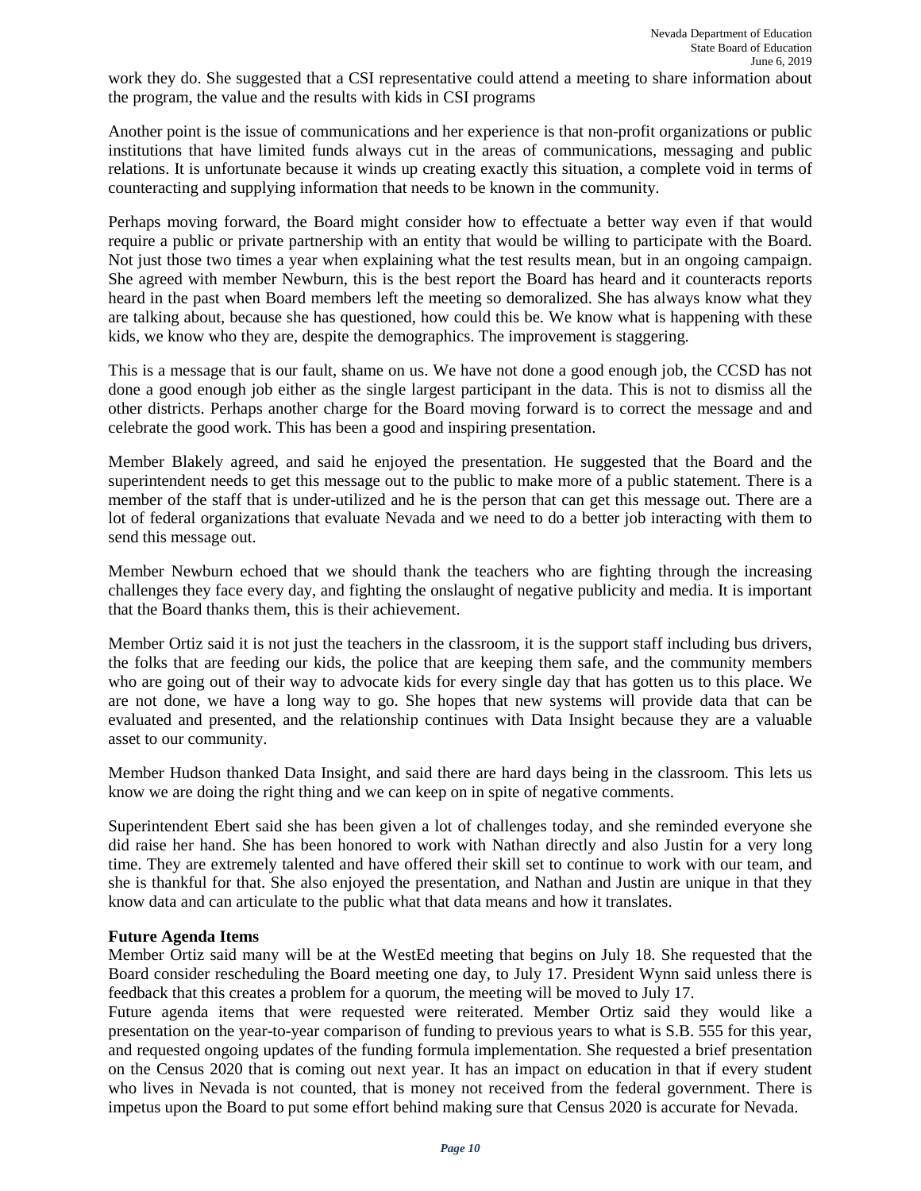work they do. She suggested that a CSI representative could attend a meeting to share information about the program, the value and the results with kids in CSI programs

Another point is the issue of communications and her experience is that non-profit organizations or public institutions that have limited funds always cut in the areas of communications, messaging and public relations. It is unfortunate because it winds up creating exactly this situation, a complete void in terms of counteracting and supplying information that needs to be known in the community.

Perhaps moving forward, the Board might consider how to effectuate a better way even if that would require a public or private partnership with an entity that would be willing to participate with the Board. Not just those two times a year when explaining what the test results mean, but in an ongoing campaign. She agreed with member Newburn, this is the best report the Board has heard and it counteracts reports heard in the past when Board members left the meeting so demoralized. She has always know what they are talking about, because she has questioned, how could this be. We know what is happening with these kids, we know who they are, despite the demographics. The improvement is staggering.

This is a message that is our fault, shame on us. We have not done a good enough job, the CCSD has not done a good enough job either as the single largest participant in the data. This is not to dismiss all the other districts. Perhaps another charge for the Board moving forward is to correct the message and and celebrate the good work. This has been a good and inspiring presentation.

Member Blakely agreed, and said he enjoyed the presentation. He suggested that the Board and the superintendent needs to get this message out to the public to make more of a public statement. There is a member of the staff that is under-utilized and he is the person that can get this message out. There are a lot of federal organizations that evaluate Nevada and we need to do a better job interacting with them to send this message out.

Member Newburn echoed that we should thank the teachers who are fighting through the increasing challenges they face every day, and fighting the onslaught of negative publicity and media. It is important that the Board thanks them, this is their achievement.

Member Ortiz said it is not just the teachers in the classroom, it is the support staff including bus drivers, the folks that are feeding our kids, the police that are keeping them safe, and the community members who are going out of their way to advocate kids for every single day that has gotten us to this place. We are not done, we have a long way to go. She hopes that new systems will provide data that can be evaluated and presented, and the relationship continues with Data Insight because they are a valuable asset to our community.

Member Hudson thanked Data Insight, and said there are hard days being in the classroom. This lets us know we are doing the right thing and we can keep on in spite of negative comments.

Superintendent Ebert said she has been given a lot of challenges today, and she reminded everyone she did raise her hand. She has been honored to work with Nathan directly and also Justin for a very long time. They are extremely talented and have offered their skill set to continue to work with our team, and she is thankful for that. She also enjoyed the presentation, and Nathan and Justin are unique in that they know data and can articulate to the public what that data means and how it translates.

**Future Agenda Items**

Member Ortiz said many will be at the WestEd meeting that begins on July 18. She requested that the Board consider rescheduling the Board meeting one day, to July 17. President Wynn said unless there is feedback that this creates a problem for a quorum, the meeting will be moved to July 17.

Future agenda items that were requested were reiterated. Member Ortiz said they would like a presentation on the year-to-year comparison of funding to previous years to what is S.B. 555 for this year, and requested ongoing updates of the funding formula implementation. She requested a brief presentation on the Census 2020 that is coming out next year. It has an impact on education in that if every student who lives in Nevada is not counted, that is money not received from the federal government. There is impetus upon the Board to put some effort behind making sure that Census 2020 is accurate for Nevada.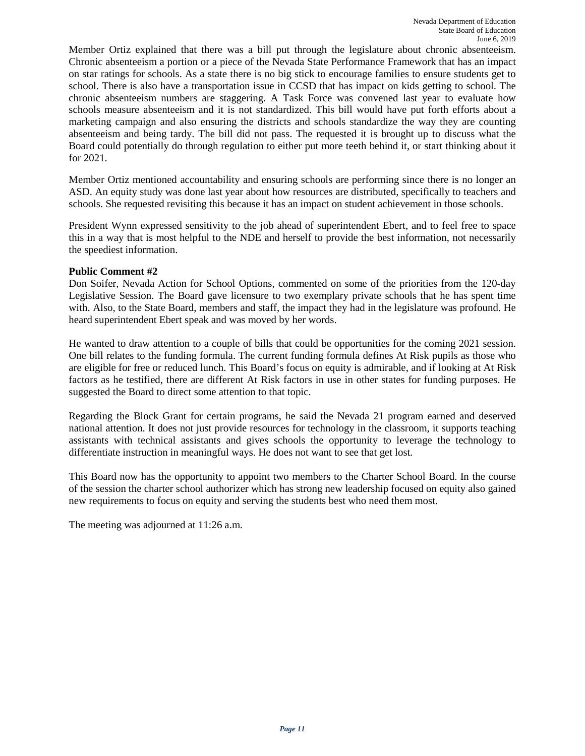Member Ortiz explained that there was a bill put through the legislature about chronic absenteeism. Chronic absenteeism a portion or a piece of the Nevada State Performance Framework that has an impact on star ratings for schools. As a state there is no big stick to encourage families to ensure students get to school. There is also have a transportation issue in CCSD that has impact on kids getting to school. The chronic absenteeism numbers are staggering. A Task Force was convened last year to evaluate how schools measure absenteeism and it is not standardized. This bill would have put forth efforts about a marketing campaign and also ensuring the districts and schools standardize the way they are counting absenteeism and being tardy. The bill did not pass. The requested it is brought up to discuss what the Board could potentially do through regulation to either put more teeth behind it, or start thinking about it for 2021.

Member Ortiz mentioned accountability and ensuring schools are performing since there is no longer an ASD. An equity study was done last year about how resources are distributed, specifically to teachers and schools. She requested revisiting this because it has an impact on student achievement in those schools.

President Wynn expressed sensitivity to the job ahead of superintendent Ebert, and to feel free to space this in a way that is most helpful to the NDE and herself to provide the best information, not necessarily the speediest information.

**Public Comment #2**
Don Soifer, Nevada Action for School Options, commented on some of the priorities from the 120-day Legislative Session. The Board gave licensure to two exemplary private schools that he has spent time with. Also, to the State Board, members and staff, the impact they had in the legislature was profound. He heard superintendent Ebert speak and was moved by her words.

He wanted to draw attention to a couple of bills that could be opportunities for the coming 2021 session. One bill relates to the funding formula. The current funding formula defines At Risk pupils as those who are eligible for free or reduced lunch. This Board's focus on equity is admirable, and if looking at At Risk factors as he testified, there are different At Risk factors in use in other states for funding purposes. He suggested the Board to direct some attention to that topic.

Regarding the Block Grant for certain programs, he said the Nevada 21 program earned and deserved national attention. It does not just provide resources for technology in the classroom, it supports teaching assistants with technical assistants and gives schools the opportunity to leverage the technology to differentiate instruction in meaningful ways. He does not want to see that get lost.

This Board now has the opportunity to appoint two members to the Charter School Board. In the course of the session the charter school authorizer which has strong new leadership focused on equity also gained new requirements to focus on equity and serving the students best who need them most.

The meeting was adjourned at 11:26 a.m.